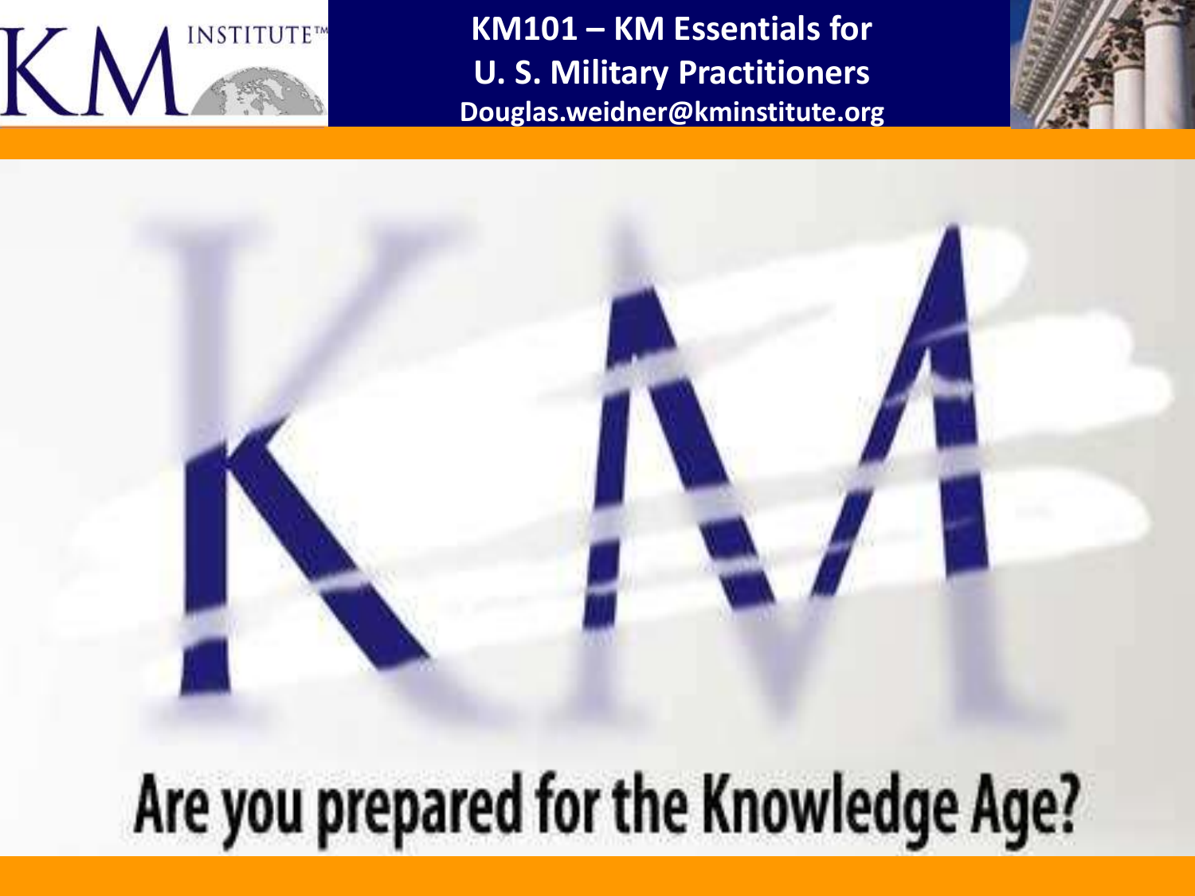# KM101 – KM Essentials for U. S. Military Practitioners

Douglas.weidner@kminstitute.org

KM INSTITUTE™

KM

Are you prepared for the Knowledge Age?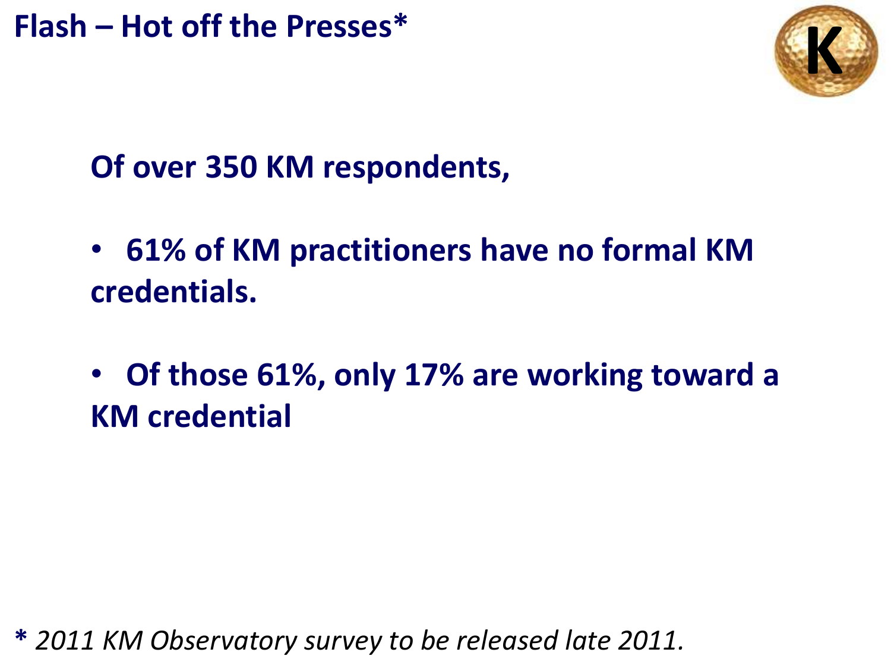# Flash – Hot off the Presses*

**Of over 350 KM respondents,**

- **61% of KM practitioners have no formal KM credentials.**
- **Of those 61%, only 17% are working toward a KM credential**

**\*** *2011 KM Observatory survey to be released late 2011.*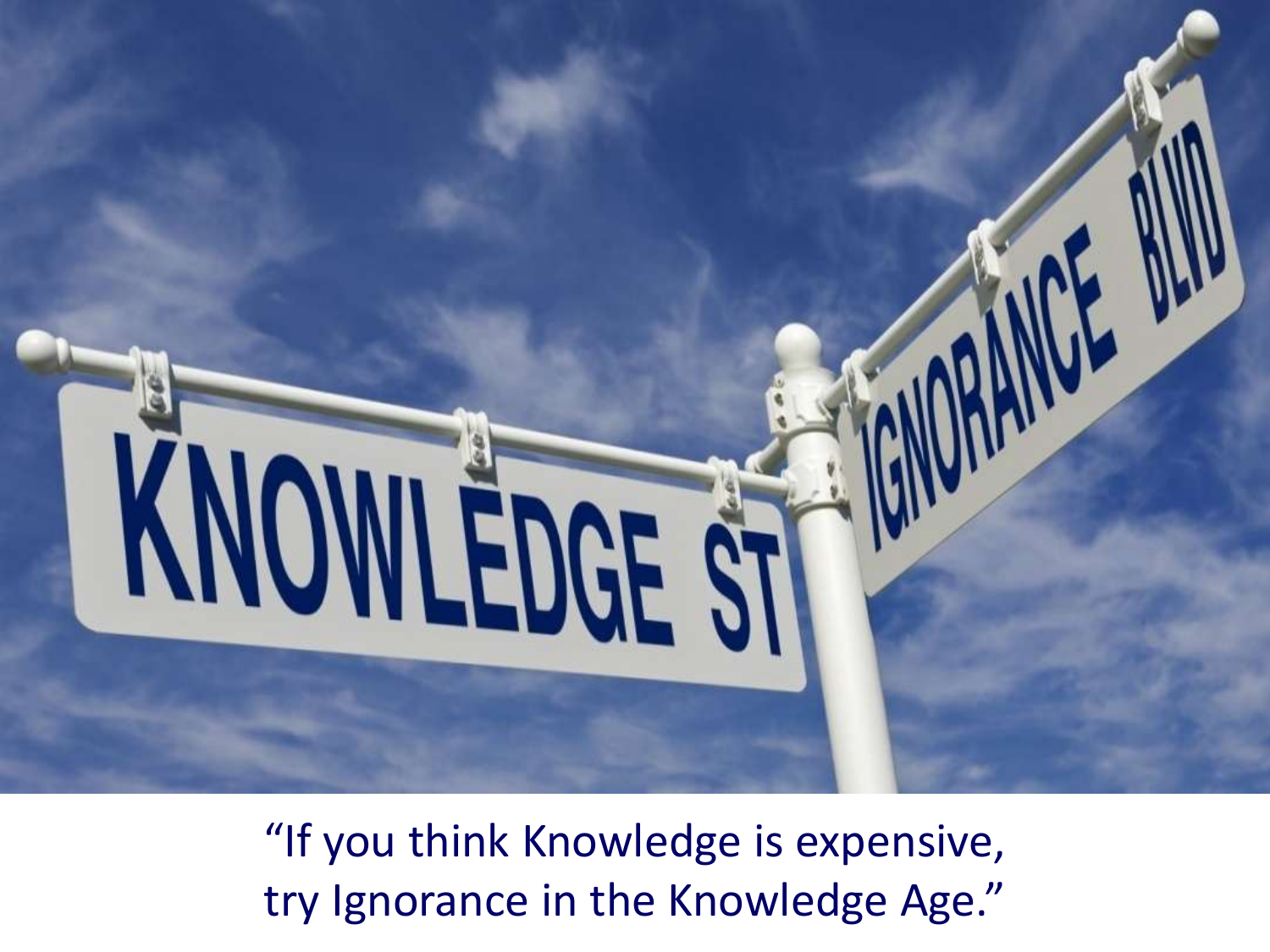“If you think Knowledge is expensive, try Ignorance in the Knowledge Age.”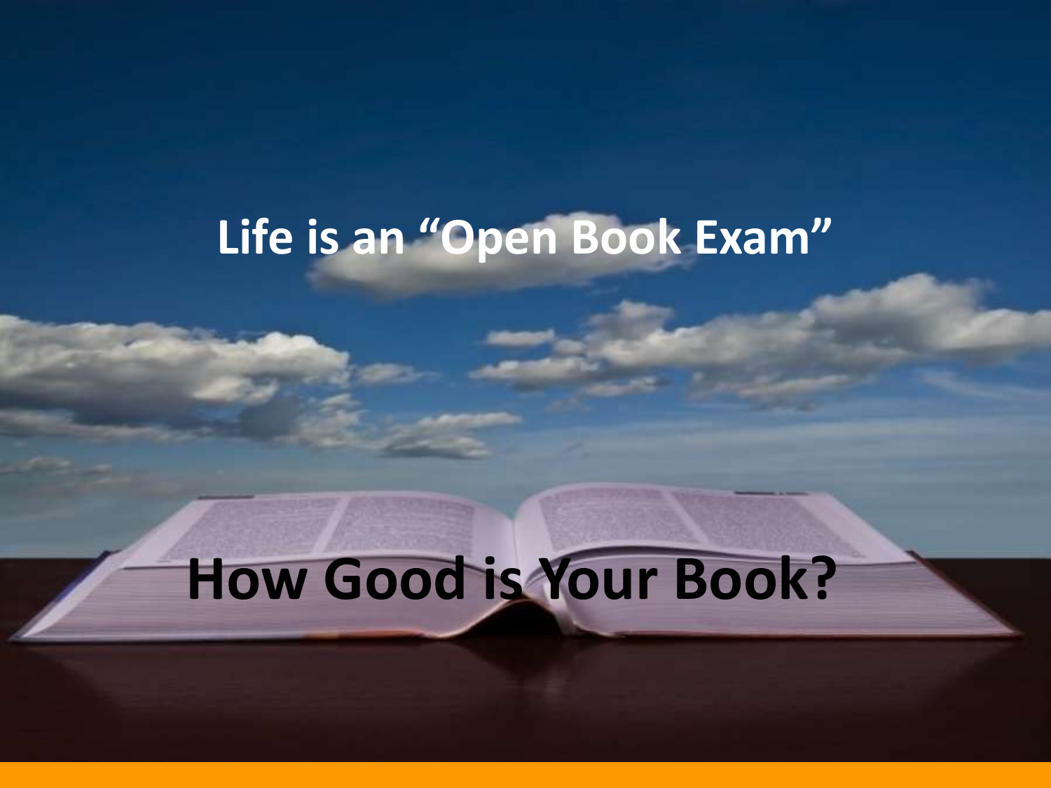# Life is an "Open Book Exam"

# How Good is Your Book?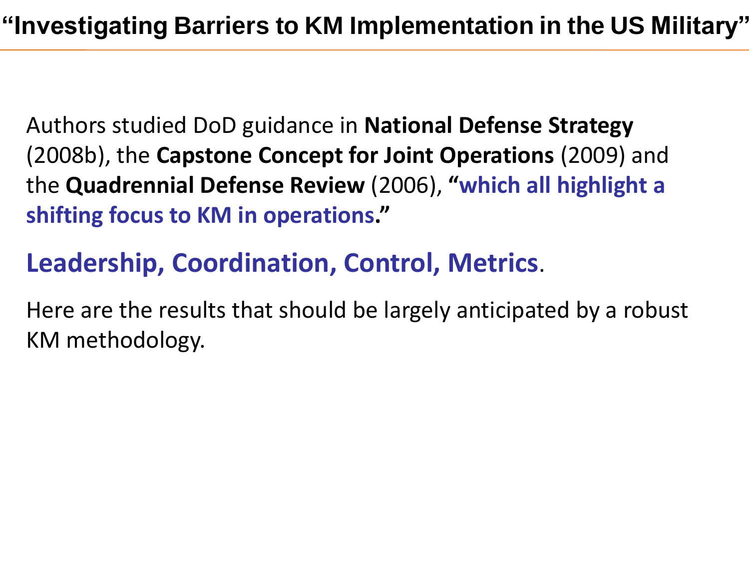# "Investigating Barriers to KM Implementation in the US Military"

Authors studied DoD guidance in **National Defense Strategy** (2008b), the **Capstone Concept for Joint Operations** (2009) and the **Quadrennial Defense Review** (2006), **"which all highlight a shifting focus to KM in operations."**

**Leadership, Coordination, Control, Metrics**.

Here are the results that should be largely anticipated by a robust KM methodology.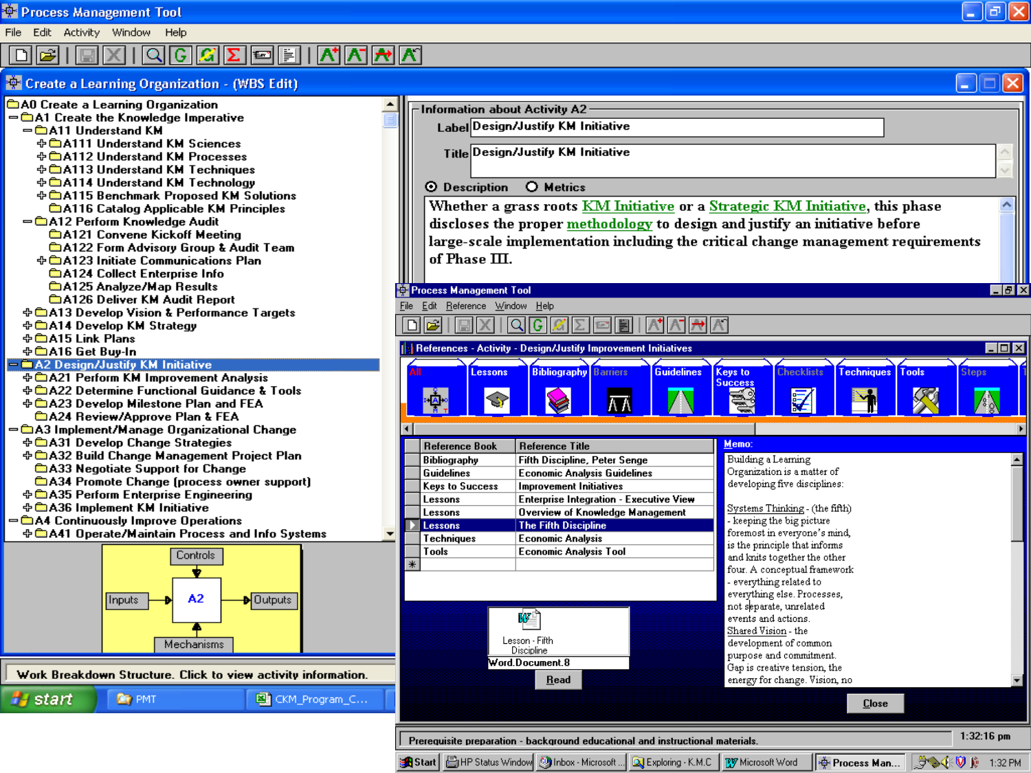# Process Management Tool

File Edit Activity Window Help

## Create a Learning Organization - (WBS Edit)

- A0 Create a Learning Organization
  - A1 Create the Knowledge Imperative
    - A11 Understand KM
      - A111 Understand KM Sciences
      - A112 Understand KM Processes
      - A113 Understand KM Techniques
      - A114 Understand KM Technology
      - A115 Benchmark Proposed KM Solutions
      - A116 Catalog Applicable KM Principles
    - A12 Perform Knowledge Audit
      - A121 Convene Kickoff Meeting
      - A122 Form Advisory Group & Audit Team
      - A123 Initiate Communications Plan
      - A124 Collect Enterprise Info
      - A125 Analyze/Map Results
      - A126 Deliver KM Audit Report
    - A13 Develop Vision & Performance Targets
    - A14 Develop KM Strategy
    - A15 Link Plans
    - A16 Get Buy-In
  - A2 Design/Justify KM Initiative
    - A21 Perform KM Improvement Analysis
    - A22 Determine Functional Guidance & Tools
    - A23 Develop Milestone Plan and FEA
    - A24 Review/Approve Plan & FEA
  - A3 Implement/Manage Organizational Change
    - A31 Develop Change Strategies
    - A32 Build Change Management Project Plan
    - A33 Negotiate Support for Change
    - A34 Promote Change (process owner support)
    - A35 Perform Enterprise Engineering
    - A36 Implement KM Initiative
  - A4 Continuously Improve Operations
    - A41 Operate/Maintain Process and Info Systems

Controls — Inputs — A2 — Outputs — Mechanisms

Work Breakdown Structure. Click to view activity information.

### Information about Activity A2

Label: Design/Justify KM Initiative

Title: Design/Justify KM Initiative

Description / Metrics

Whether a grass roots KM Initiative or a Strategic KM Initiative, this phase discloses the proper methodology to design and justify an initiative before large-scale implementation including the critical change management requirements of Phase III.

## Process Management Tool

File Edit Reference Window Help

### References - Activity - Design/Justify Improvement Initiatives

All | Lessons | Bibliography | Barriers | Guidelines | Keys to Success | Checklists | Techniques | Tools | Steps

| Reference Book | Reference Title |
|---|---|
| Bibliography | Fifth Discipline, Peter Senge |
| Guidelines | Economic Analysis Guidelines |
| Keys to Success | Improvement Initiatives |
| Lessons | Enterprise Integration - Executive View |
| Lessons | Overview of Knowledge Management |
| Lessons | The Fifth Discipline |
| Techniques | Economic Analysis |
| Tools | Economic Analysis Tool |

Memo:

Building a Learning Organization is a matter of developing five disciplines:

Systems Thinking - (the fifth) - keeping the big picture foremost in everyone's mind, is the principle that informs and knits together the other four. A conceptual framework - everything related to everything else. Processes, not separate, unrelated events and actions.
Shared Vision - the development of common purpose and commitment. Gap is creative tension, the energy for change. Vision, no

Lesson - Fifth Discipline

Word.Document.8

Read

Close

Prerequisite preparation - background educational and instructional materials.

1:32:16 pm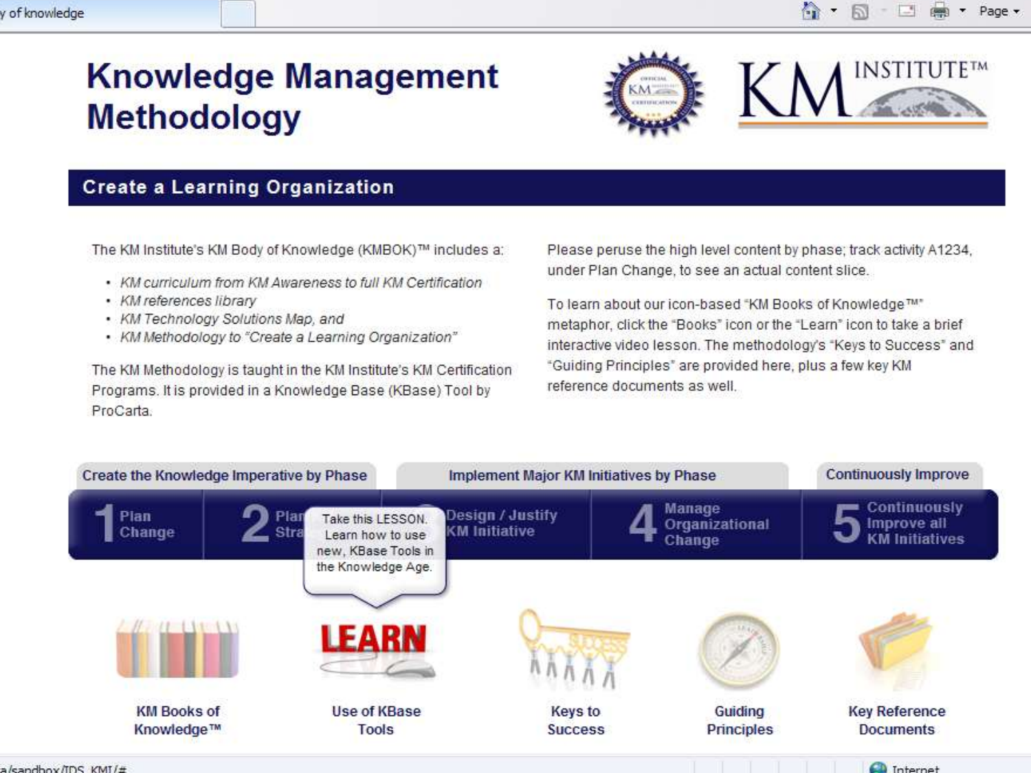# Knowledge Management Methodology

KM INSTITUTE™

## Create a Learning Organization

The KM Institute's KM Body of Knowledge (KMBOK)™ includes a:

- *KM curriculum from KM Awareness to full KM Certification*
- *KM references library*
- *KM Technology Solutions Map, and*
- *KM Methodology to "Create a Learning Organization"*

The KM Methodology is taught in the KM Institute's KM Certification Programs. It is provided in a Knowledge Base (KBase) Tool by ProCarta.

Please peruse the high level content by phase; track activity A1234, under Plan Change, to see an actual content slice.

To learn about our icon-based "KM Books of Knowledge™" metaphor, click the "Books" icon or the "Learn" icon to take a brief interactive video lesson. The methodology's "Keys to Success" and "Guiding Principles" are provided here, plus a few key KM reference documents as well.

| Create the Knowledge Imperative by Phase | | Implement Major KM Initiatives by Phase | | Continuously Improve |
|---|---|---|---|---|
| 1 Plan Change | 2 Plan Stra... | 3 Design / Justify KM Initiative | 4 Manage Organizational Change | 5 Continuously Improve all KM Initiatives |

Take this LESSON. Learn how to use new, KBase Tools in the Knowledge Age.

KM Books of Knowledge™ | Use of KBase Tools | Keys to Success | Guiding Principles | Key Reference Documents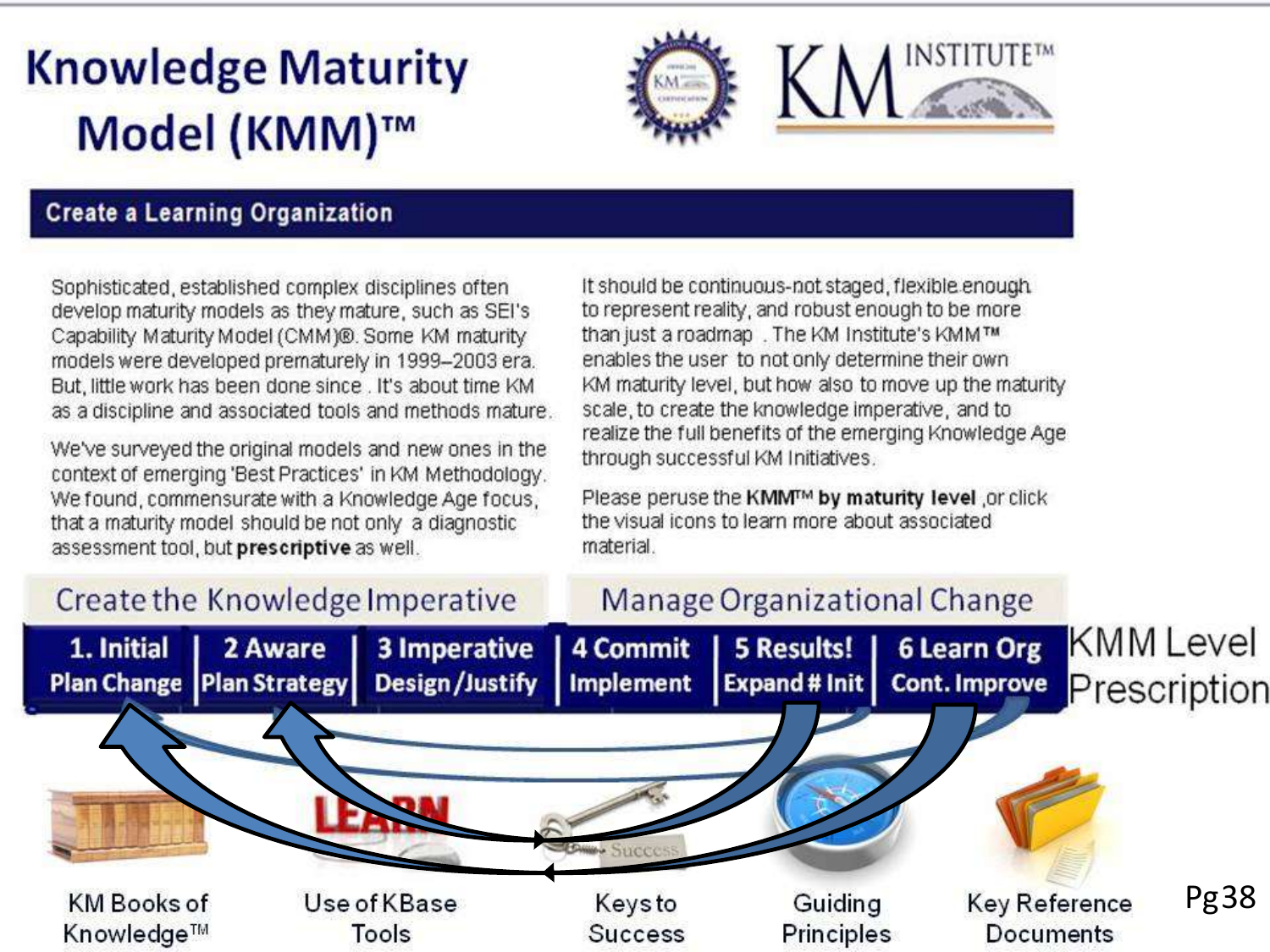# Knowledge Maturity Model (KMM)™

KM INSTITUTE™

## Create a Learning Organization

Sophisticated, established complex disciplines often develop maturity models as they mature, such as SEI's Capability Maturity Model (CMM)®. Some KM maturity models were developed prematurely in 1999–2003 era. But, little work has been done since . It's about time KM as a discipline and associated tools and methods mature.

We've surveyed the original models and new ones in the context of emerging 'Best Practices' in KM Methodology. We found, commensurate with a Knowledge Age focus, that a maturity model should be not only a diagnostic assessment tool, but **prescriptive** as well.

It should be continuous-not staged, flexible enough to represent reality, and robust enough to be more than just a roadmap . The KM Institute's KMM™ enables the user to not only determine their own KM maturity level, but how also to move up the maturity scale, to create the knowledge imperative, and to realize the full benefits of the emerging Knowledge Age through successful KM Initiatives.

Please peruse the **KMM™ by maturity level** ,or click the visual icons to learn more about associated material.

Create the Knowledge Imperative

Manage Organizational Change

| 1. Initial Plan Change | 2 Aware Plan Strategy | 3 Imperative Design/Justify | 4 Commit Implement | 5 Results! Expand # Init | 6 Learn Org Cont. Improve |
|---|---|---|---|---|---|

KMM Level Prescription

KM Books of Knowledge™

Use of KBase Tools

Keys to Success

Guiding Principles

Key Reference Documents